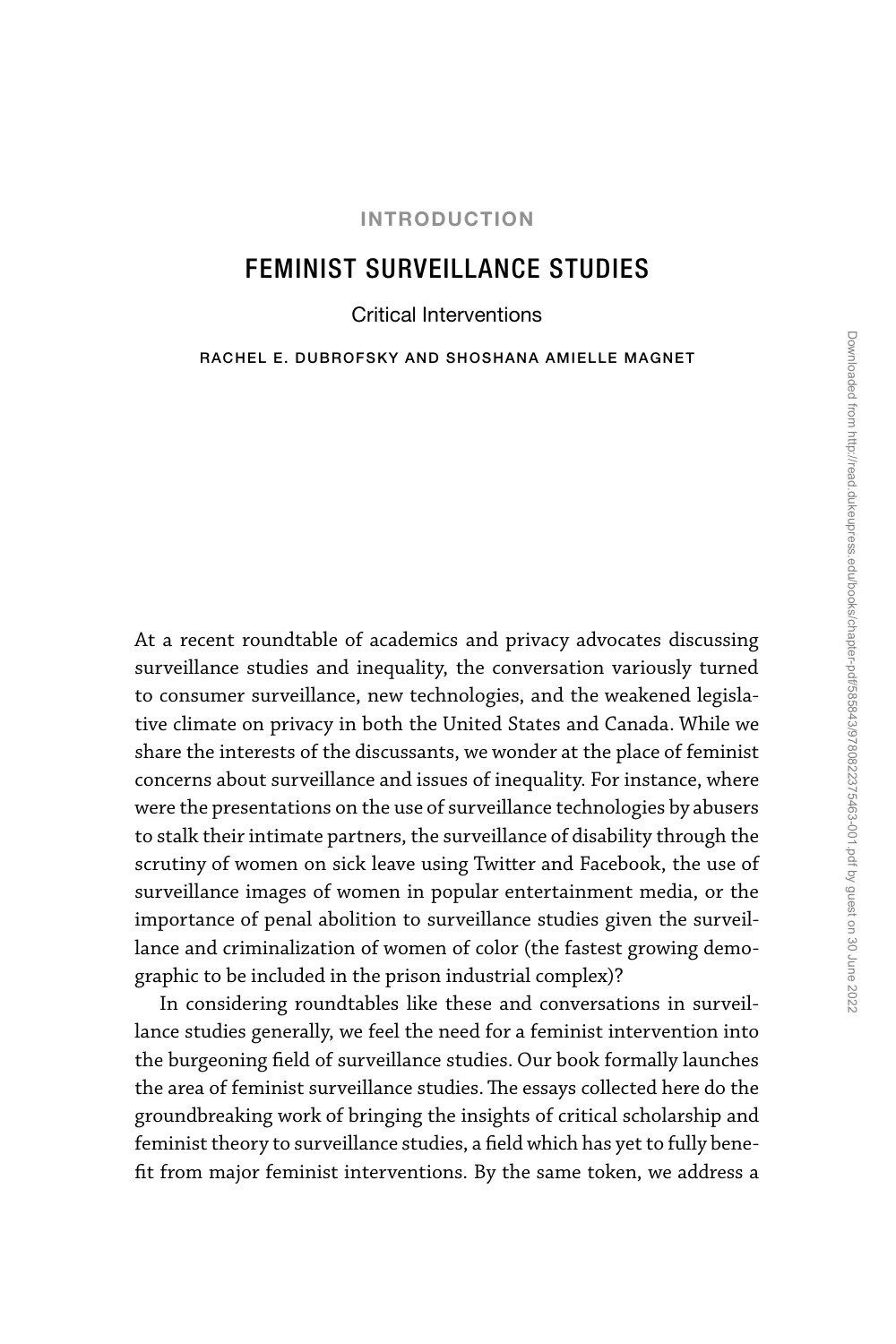INTRODUCTION

# FEMINIST SURVEILLANCE STUDIES

## Critical Interventions

RACHEL E. DUBROFSKY AND SHOSHANA AMIELLE MAGNET

At a recent roundtable of academics and privacy advocates discussing surveillance studies and inequality, the conversation variously turned to consumer surveillance, new technologies, and the weakened legislative climate on privacy in both the United States and Canada. While we share the interests of the discussants, we wonder at the place of feminist concerns about surveillance and issues of inequality. For instance, where were the presentations on the use of surveillance technologies by abusers to stalk their intimate partners, the surveillance of disability through the scrutiny of women on sick leave using Twitter and Facebook, the use of surveillance images of women in popular entertainment media, or the importance of penal abolition to surveillance studies given the surveillance and criminalization of women of color (the fastest growing demographic to be included in the prison industrial complex)?

In considering roundtables like these and conversations in surveillance studies generally, we feel the need for a feminist intervention into the burgeoning field of surveillance studies. Our book formally launches the area of feminist surveillance studies. The essays collected here do the groundbreaking work of bringing the insights of critical scholarship and feminist theory to surveillance studies, a field which has yet to fully benefit from major feminist interventions. By the same token, we address a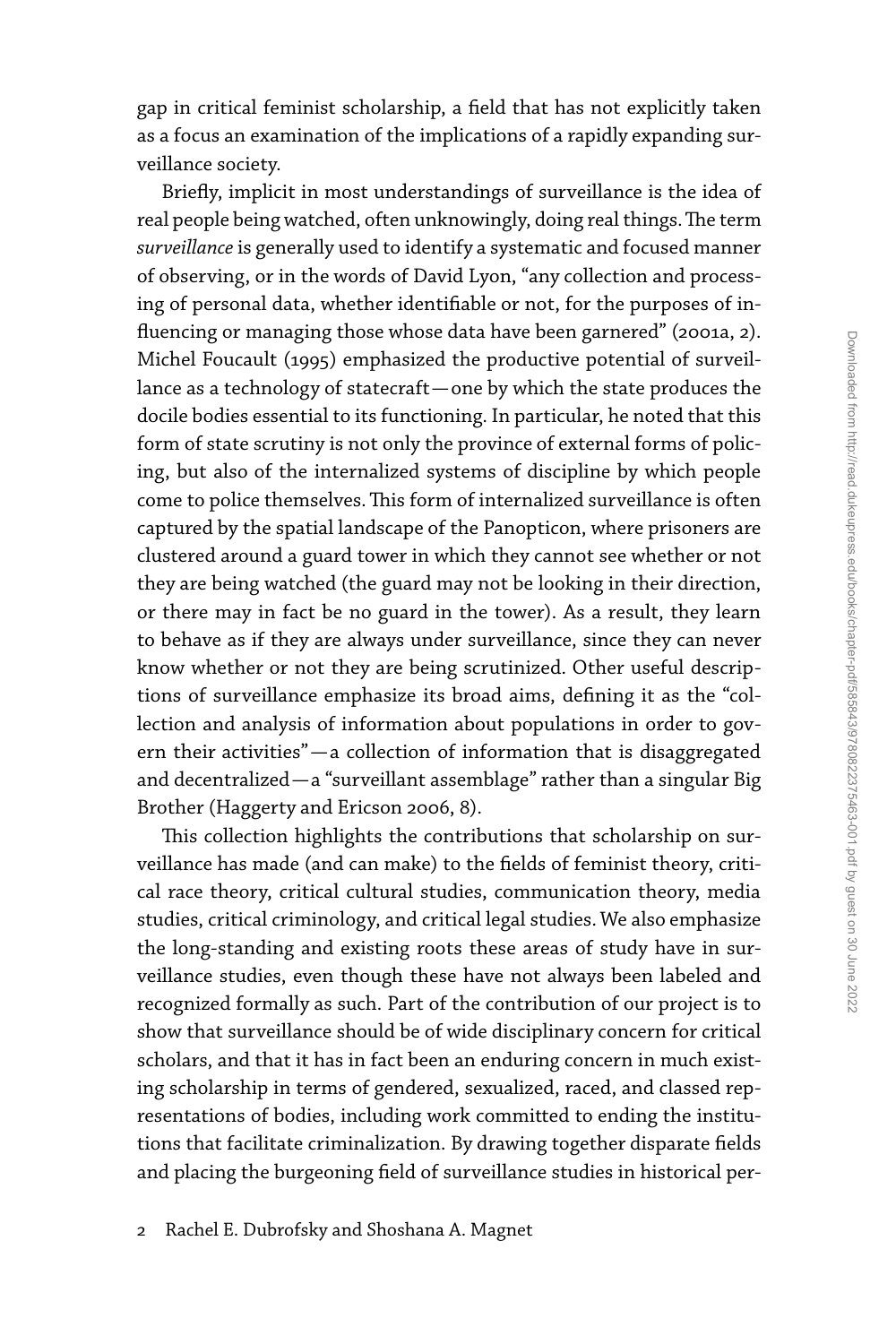gap in critical feminist scholarship, a field that has not explicitly taken as a focus an examination of the implications of a rapidly expanding surveillance society.

Briefly, implicit in most understandings of surveillance is the idea of real people being watched, often unknowingly, doing real things. The term *surveillance* is generally used to identify a systematic and focused manner of observing, or in the words of David Lyon, "any collection and processing of personal data, whether identifiable or not, for the purposes of influencing or managing those whose data have been garnered" (2001a, 2). Michel Foucault (1995) emphasized the productive potential of surveillance as a technology of statecraft—one by which the state produces the docile bodies essential to its functioning. In particular, he noted that this form of state scrutiny is not only the province of external forms of policing, but also of the internalized systems of discipline by which people come to police themselves. This form of internalized surveillance is often captured by the spatial landscape of the Panopticon, where prisoners are clustered around a guard tower in which they cannot see whether or not they are being watched (the guard may not be looking in their direction, or there may in fact be no guard in the tower). As a result, they learn to behave as if they are always under surveillance, since they can never know whether or not they are being scrutinized. Other useful descriptions of surveillance emphasize its broad aims, defining it as the "collection and analysis of information about populations in order to govern their activities"—a collection of information that is disaggregated and decentralized—a "surveillant assemblage" rather than a singular Big Brother (Haggerty and Ericson 2006, 8).

This collection highlights the contributions that scholarship on surveillance has made (and can make) to the fields of feminist theory, critical race theory, critical cultural studies, communication theory, media studies, critical criminology, and critical legal studies. We also emphasize the long-standing and existing roots these areas of study have in surveillance studies, even though these have not always been labeled and recognized formally as such. Part of the contribution of our project is to show that surveillance should be of wide disciplinary concern for critical scholars, and that it has in fact been an enduring concern in much existing scholarship in terms of gendered, sexualized, raced, and classed representations of bodies, including work committed to ending the institutions that facilitate criminalization. By drawing together disparate fields and placing the burgeoning field of surveillance studies in historical per-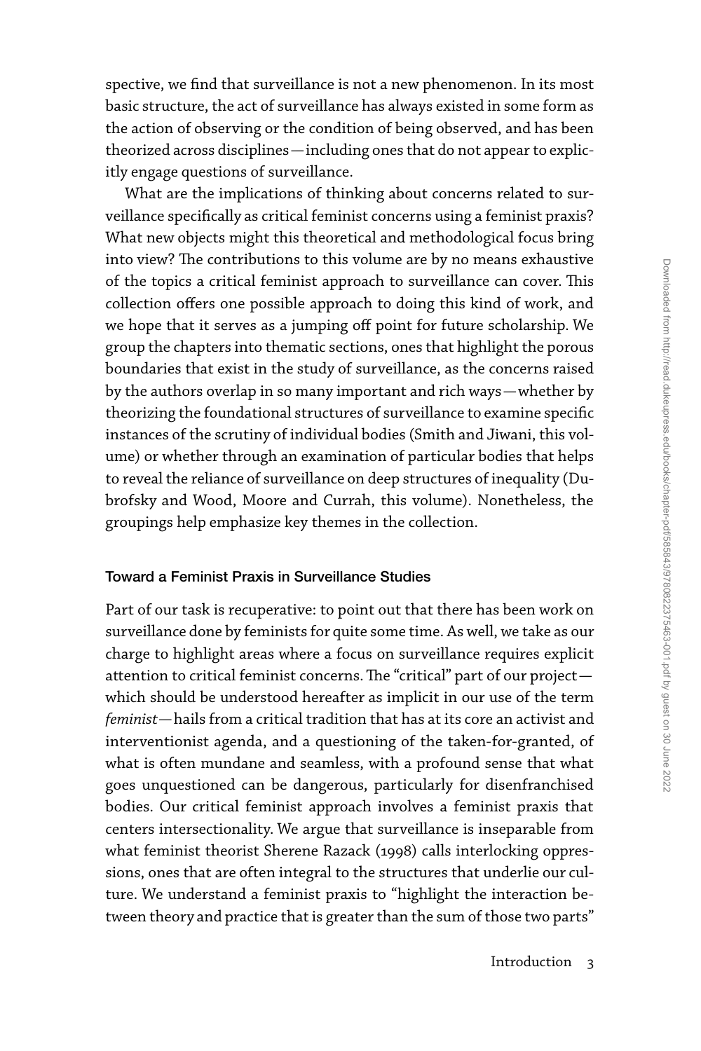spective, we find that surveillance is not a new phenomenon. In its most basic structure, the act of surveillance has always existed in some form as the action of observing or the condition of being observed, and has been theorized across disciplines—including ones that do not appear to explicitly engage questions of surveillance.

What are the implications of thinking about concerns related to surveillance specifically as critical feminist concerns using a feminist praxis? What new objects might this theoretical and methodological focus bring into view? The contributions to this volume are by no means exhaustive of the topics a critical feminist approach to surveillance can cover. This collection offers one possible approach to doing this kind of work, and we hope that it serves as a jumping off point for future scholarship. We group the chapters into thematic sections, ones that highlight the porous boundaries that exist in the study of surveillance, as the concerns raised by the authors overlap in so many important and rich ways—whether by theorizing the foundational structures of surveillance to examine specific instances of the scrutiny of individual bodies (Smith and Jiwani, this volume) or whether through an examination of particular bodies that helps to reveal the reliance of surveillance on deep structures of inequality (Dubrofsky and Wood, Moore and Currah, this volume). Nonetheless, the groupings help emphasize key themes in the collection.

## Toward a Feminist Praxis in Surveillance Studies

Part of our task is recuperative: to point out that there has been work on surveillance done by feminists for quite some time. As well, we take as our charge to highlight areas where a focus on surveillance requires explicit attention to critical feminist concerns. The "critical" part of our project—which should be understood hereafter as implicit in our use of the term *feminist*—hails from a critical tradition that has at its core an activist and interventionist agenda, and a questioning of the taken-for-granted, of what is often mundane and seamless, with a profound sense that what goes unquestioned can be dangerous, particularly for disenfranchised bodies. Our critical feminist approach involves a feminist praxis that centers intersectionality. We argue that surveillance is inseparable from what feminist theorist Sherene Razack (1998) calls interlocking oppressions, ones that are often integral to the structures that underlie our culture. We understand a feminist praxis to "highlight the interaction between theory and practice that is greater than the sum of those two parts"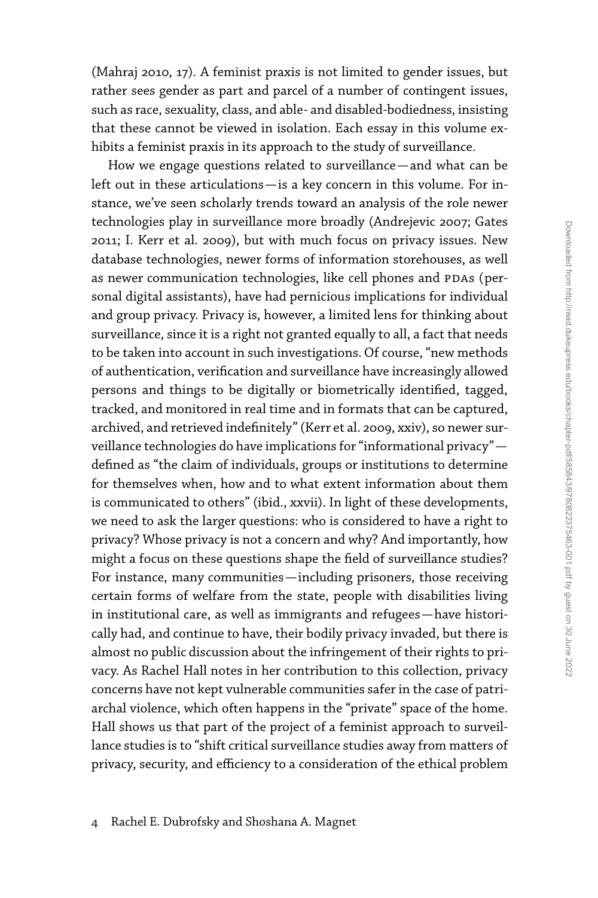(Mahraj 2010, 17). A feminist praxis is not limited to gender issues, but rather sees gender as part and parcel of a number of contingent issues, such as race, sexuality, class, and able- and disabled-bodiedness, insisting that these cannot be viewed in isolation. Each essay in this volume exhibits a feminist praxis in its approach to the study of surveillance.

How we engage questions related to surveillance—and what can be left out in these articulations—is a key concern in this volume. For instance, we've seen scholarly trends toward an analysis of the role newer technologies play in surveillance more broadly (Andrejevic 2007; Gates 2011; I. Kerr et al. 2009), but with much focus on privacy issues. New database technologies, newer forms of information storehouses, as well as newer communication technologies, like cell phones and PDAs (personal digital assistants), have had pernicious implications for individual and group privacy. Privacy is, however, a limited lens for thinking about surveillance, since it is a right not granted equally to all, a fact that needs to be taken into account in such investigations. Of course, "new methods of authentication, verification and surveillance have increasingly allowed persons and things to be digitally or biometrically identified, tagged, tracked, and monitored in real time and in formats that can be captured, archived, and retrieved indefinitely" (Kerr et al. 2009, xxiv), so newer surveillance technologies do have implications for "informational privacy"—defined as "the claim of individuals, groups or institutions to determine for themselves when, how and to what extent information about them is communicated to others" (ibid., xxvii). In light of these developments, we need to ask the larger questions: who is considered to have a right to privacy? Whose privacy is not a concern and why? And importantly, how might a focus on these questions shape the field of surveillance studies? For instance, many communities—including prisoners, those receiving certain forms of welfare from the state, people with disabilities living in institutional care, as well as immigrants and refugees—have historically had, and continue to have, their bodily privacy invaded, but there is almost no public discussion about the infringement of their rights to privacy. As Rachel Hall notes in her contribution to this collection, privacy concerns have not kept vulnerable communities safer in the case of patriarchal violence, which often happens in the "private" space of the home. Hall shows us that part of the project of a feminist approach to surveillance studies is to "shift critical surveillance studies away from matters of privacy, security, and efficiency to a consideration of the ethical problem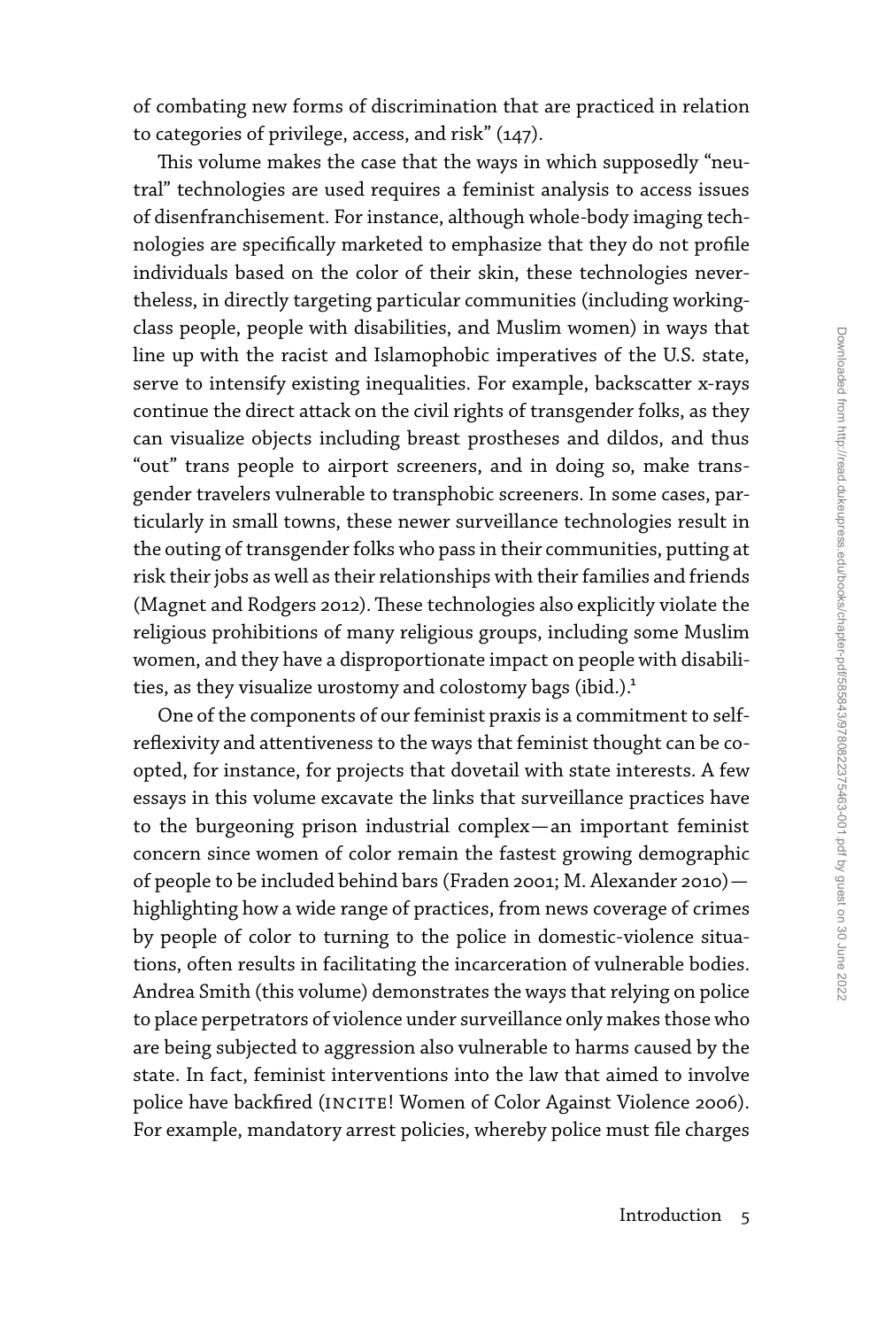of combating new forms of discrimination that are practiced in relation to categories of privilege, access, and risk" (147).

This volume makes the case that the ways in which supposedly "neutral" technologies are used requires a feminist analysis to access issues of disenfranchisement. For instance, although whole-body imaging technologies are specifically marketed to emphasize that they do not profile individuals based on the color of their skin, these technologies nevertheless, in directly targeting particular communities (including working-class people, people with disabilities, and Muslim women) in ways that line up with the racist and Islamophobic imperatives of the U.S. state, serve to intensify existing inequalities. For example, backscatter x-rays continue the direct attack on the civil rights of transgender folks, as they can visualize objects including breast prostheses and dildos, and thus "out" trans people to airport screeners, and in doing so, make transgender travelers vulnerable to transphobic screeners. In some cases, particularly in small towns, these newer surveillance technologies result in the outing of transgender folks who pass in their communities, putting at risk their jobs as well as their relationships with their families and friends (Magnet and Rodgers 2012). These technologies also explicitly violate the religious prohibitions of many religious groups, including some Muslim women, and they have a disproportionate impact on people with disabilities, as they visualize urostomy and colostomy bags (ibid.).[1]

One of the components of our feminist praxis is a commitment to self-reflexivity and attentiveness to the ways that feminist thought can be co-opted, for instance, for projects that dovetail with state interests. A few essays in this volume excavate the links that surveillance practices have to the burgeoning prison industrial complex—an important feminist concern since women of color remain the fastest growing demographic of people to be included behind bars (Fraden 2001; M. Alexander 2010)—highlighting how a wide range of practices, from news coverage of crimes by people of color to turning to the police in domestic-violence situations, often results in facilitating the incarceration of vulnerable bodies. Andrea Smith (this volume) demonstrates the ways that relying on police to place perpetrators of violence under surveillance only makes those who are being subjected to aggression also vulnerable to harms caused by the state. In fact, feminist interventions into the law that aimed to involve police have backfired (INCITE! Women of Color Against Violence 2006). For example, mandatory arrest policies, whereby police must file charges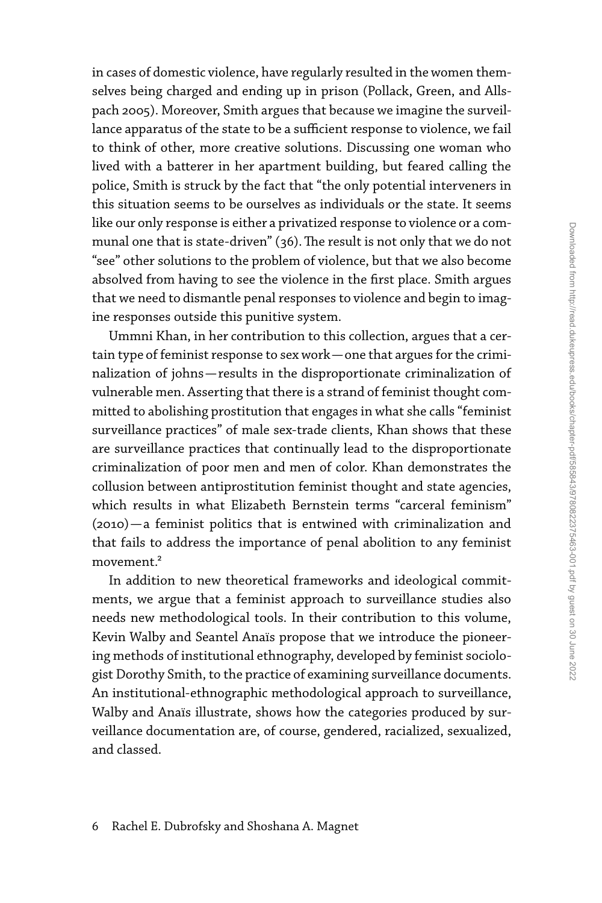in cases of domestic violence, have regularly resulted in the women themselves being charged and ending up in prison (Pollack, Green, and Allspach 2005). Moreover, Smith argues that because we imagine the surveillance apparatus of the state to be a sufficient response to violence, we fail to think of other, more creative solutions. Discussing one woman who lived with a batterer in her apartment building, but feared calling the police, Smith is struck by the fact that "the only potential interveners in this situation seems to be ourselves as individuals or the state. It seems like our only response is either a privatized response to violence or a communal one that is state-driven" (36). The result is not only that we do not "see" other solutions to the problem of violence, but that we also become absolved from having to see the violence in the first place. Smith argues that we need to dismantle penal responses to violence and begin to imagine responses outside this punitive system.

Ummni Khan, in her contribution to this collection, argues that a certain type of feminist response to sex work—one that argues for the criminalization of johns—results in the disproportionate criminalization of vulnerable men. Asserting that there is a strand of feminist thought committed to abolishing prostitution that engages in what she calls "feminist surveillance practices" of male sex-trade clients, Khan shows that these are surveillance practices that continually lead to the disproportionate criminalization of poor men and men of color. Khan demonstrates the collusion between antiprostitution feminist thought and state agencies, which results in what Elizabeth Bernstein terms "carceral feminism" (2010)—a feminist politics that is entwined with criminalization and that fails to address the importance of penal abolition to any feminist movement.[2]

In addition to new theoretical frameworks and ideological commitments, we argue that a feminist approach to surveillance studies also needs new methodological tools. In their contribution to this volume, Kevin Walby and Seantel Anaïs propose that we introduce the pioneering methods of institutional ethnography, developed by feminist sociologist Dorothy Smith, to the practice of examining surveillance documents. An institutional-ethnographic methodological approach to surveillance, Walby and Anaïs illustrate, shows how the categories produced by surveillance documentation are, of course, gendered, racialized, sexualized, and classed.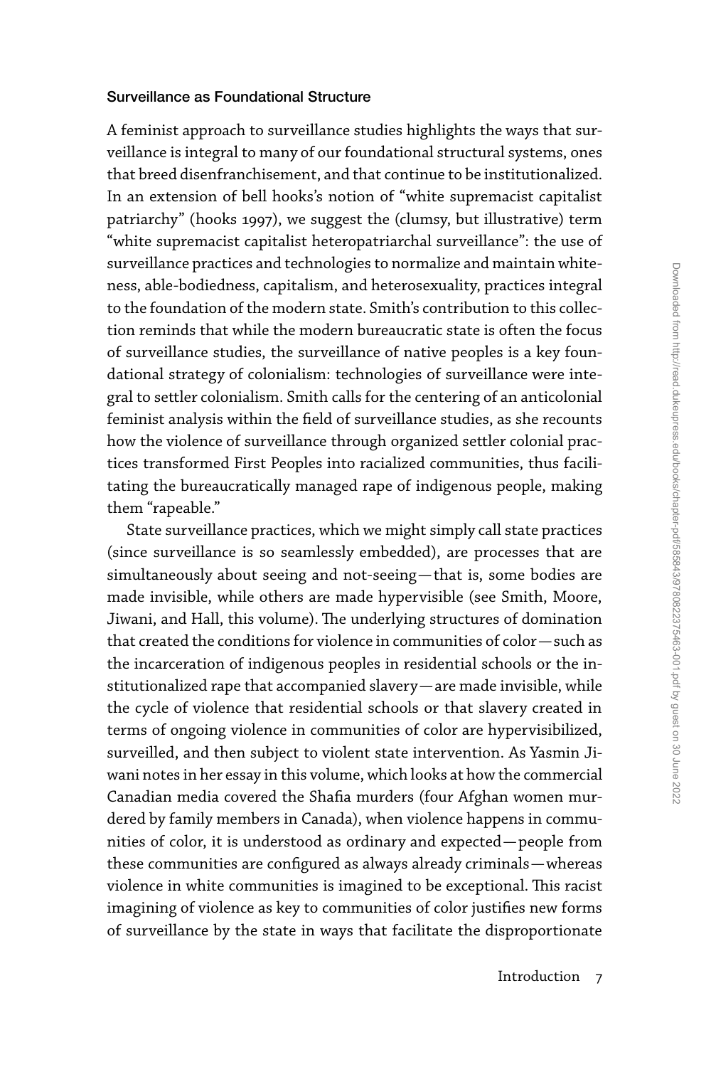### Surveillance as Foundational Structure

A feminist approach to surveillance studies highlights the ways that surveillance is integral to many of our foundational structural systems, ones that breed disenfranchisement, and that continue to be institutionalized. In an extension of bell hooks's notion of "white supremacist capitalist patriarchy" (hooks 1997), we suggest the (clumsy, but illustrative) term "white supremacist capitalist heteropatriarchal surveillance": the use of surveillance practices and technologies to normalize and maintain whiteness, able-bodiedness, capitalism, and heterosexuality, practices integral to the foundation of the modern state. Smith's contribution to this collection reminds that while the modern bureaucratic state is often the focus of surveillance studies, the surveillance of native peoples is a key foundational strategy of colonialism: technologies of surveillance were integral to settler colonialism. Smith calls for the centering of an anticolonial feminist analysis within the field of surveillance studies, as she recounts how the violence of surveillance through organized settler colonial practices transformed First Peoples into racialized communities, thus facilitating the bureaucratically managed rape of indigenous people, making them "rapeable."

State surveillance practices, which we might simply call state practices (since surveillance is so seamlessly embedded), are processes that are simultaneously about seeing and not-seeing—that is, some bodies are made invisible, while others are made hypervisible (see Smith, Moore, Jiwani, and Hall, this volume). The underlying structures of domination that created the conditions for violence in communities of color—such as the incarceration of indigenous peoples in residential schools or the institutionalized rape that accompanied slavery—are made invisible, while the cycle of violence that residential schools or that slavery created in terms of ongoing violence in communities of color are hypervisibilized, surveilled, and then subject to violent state intervention. As Yasmin Jiwani notes in her essay in this volume, which looks at how the commercial Canadian media covered the Shafia murders (four Afghan women murdered by family members in Canada), when violence happens in communities of color, it is understood as ordinary and expected—people from these communities are configured as always already criminals—whereas violence in white communities is imagined to be exceptional. This racist imagining of violence as key to communities of color justifies new forms of surveillance by the state in ways that facilitate the disproportionate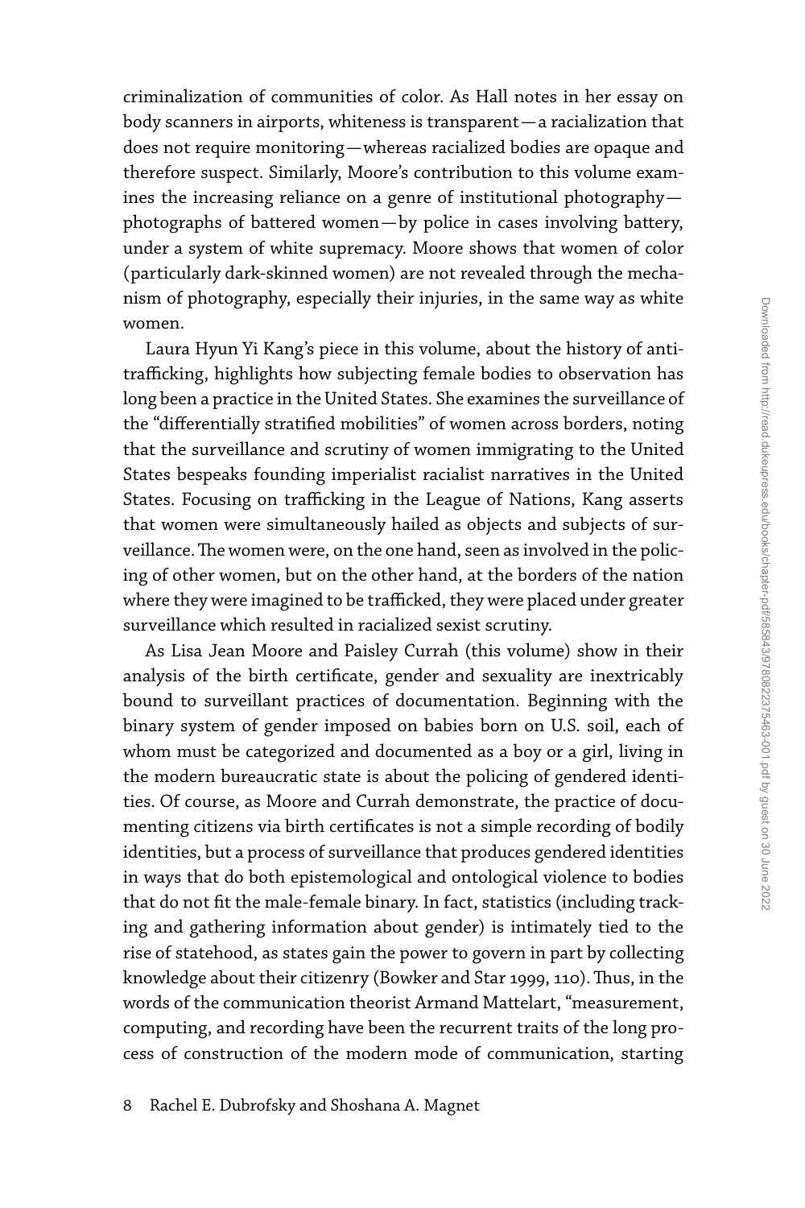criminalization of communities of color. As Hall notes in her essay on body scanners in airports, whiteness is transparent—a racialization that does not require monitoring—whereas racialized bodies are opaque and therefore suspect. Similarly, Moore's contribution to this volume examines the increasing reliance on a genre of institutional photography—photographs of battered women—by police in cases involving battery, under a system of white supremacy. Moore shows that women of color (particularly dark-skinned women) are not revealed through the mechanism of photography, especially their injuries, in the same way as white women.

Laura Hyun Yi Kang's piece in this volume, about the history of anti-trafficking, highlights how subjecting female bodies to observation has long been a practice in the United States. She examines the surveillance of the "differentially stratified mobilities" of women across borders, noting that the surveillance and scrutiny of women immigrating to the United States bespeaks founding imperialist racialist narratives in the United States. Focusing on trafficking in the League of Nations, Kang asserts that women were simultaneously hailed as objects and subjects of surveillance. The women were, on the one hand, seen as involved in the policing of other women, but on the other hand, at the borders of the nation where they were imagined to be trafficked, they were placed under greater surveillance which resulted in racialized sexist scrutiny.

As Lisa Jean Moore and Paisley Currah (this volume) show in their analysis of the birth certificate, gender and sexuality are inextricably bound to surveillant practices of documentation. Beginning with the binary system of gender imposed on babies born on U.S. soil, each of whom must be categorized and documented as a boy or a girl, living in the modern bureaucratic state is about the policing of gendered identities. Of course, as Moore and Currah demonstrate, the practice of documenting citizens via birth certificates is not a simple recording of bodily identities, but a process of surveillance that produces gendered identities in ways that do both epistemological and ontological violence to bodies that do not fit the male-female binary. In fact, statistics (including tracking and gathering information about gender) is intimately tied to the rise of statehood, as states gain the power to govern in part by collecting knowledge about their citizenry (Bowker and Star 1999, 110). Thus, in the words of the communication theorist Armand Mattelart, "measurement, computing, and recording have been the recurrent traits of the long process of construction of the modern mode of communication, starting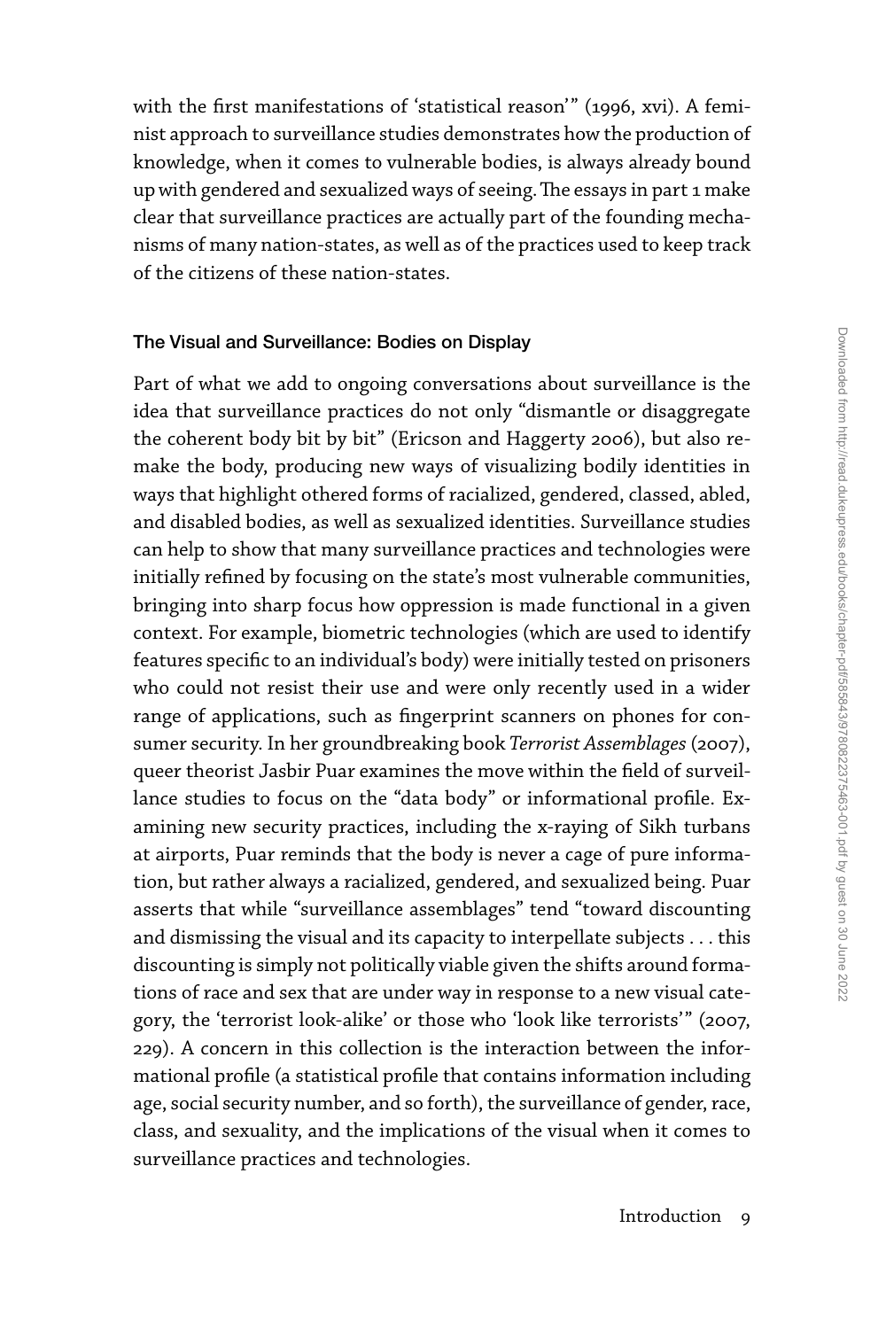with the first manifestations of 'statistical reason'" (1996, xvi). A feminist approach to surveillance studies demonstrates how the production of knowledge, when it comes to vulnerable bodies, is always already bound up with gendered and sexualized ways of seeing. The essays in part 1 make clear that surveillance practices are actually part of the founding mechanisms of many nation-states, as well as of the practices used to keep track of the citizens of these nation-states.

## The Visual and Surveillance: Bodies on Display

Part of what we add to ongoing conversations about surveillance is the idea that surveillance practices do not only "dismantle or disaggregate the coherent body bit by bit" (Ericson and Haggerty 2006), but also remake the body, producing new ways of visualizing bodily identities in ways that highlight othered forms of racialized, gendered, classed, abled, and disabled bodies, as well as sexualized identities. Surveillance studies can help to show that many surveillance practices and technologies were initially refined by focusing on the state's most vulnerable communities, bringing into sharp focus how oppression is made functional in a given context. For example, biometric technologies (which are used to identify features specific to an individual's body) were initially tested on prisoners who could not resist their use and were only recently used in a wider range of applications, such as fingerprint scanners on phones for consumer security. In her groundbreaking book *Terrorist Assemblages* (2007), queer theorist Jasbir Puar examines the move within the field of surveillance studies to focus on the "data body" or informational profile. Examining new security practices, including the x-raying of Sikh turbans at airports, Puar reminds that the body is never a cage of pure information, but rather always a racialized, gendered, and sexualized being. Puar asserts that while "surveillance assemblages" tend "toward discounting and dismissing the visual and its capacity to interpellate subjects . . . this discounting is simply not politically viable given the shifts around formations of race and sex that are under way in response to a new visual category, the 'terrorist look-alike' or those who 'look like terrorists'" (2007, 229). A concern in this collection is the interaction between the informational profile (a statistical profile that contains information including age, social security number, and so forth), the surveillance of gender, race, class, and sexuality, and the implications of the visual when it comes to surveillance practices and technologies.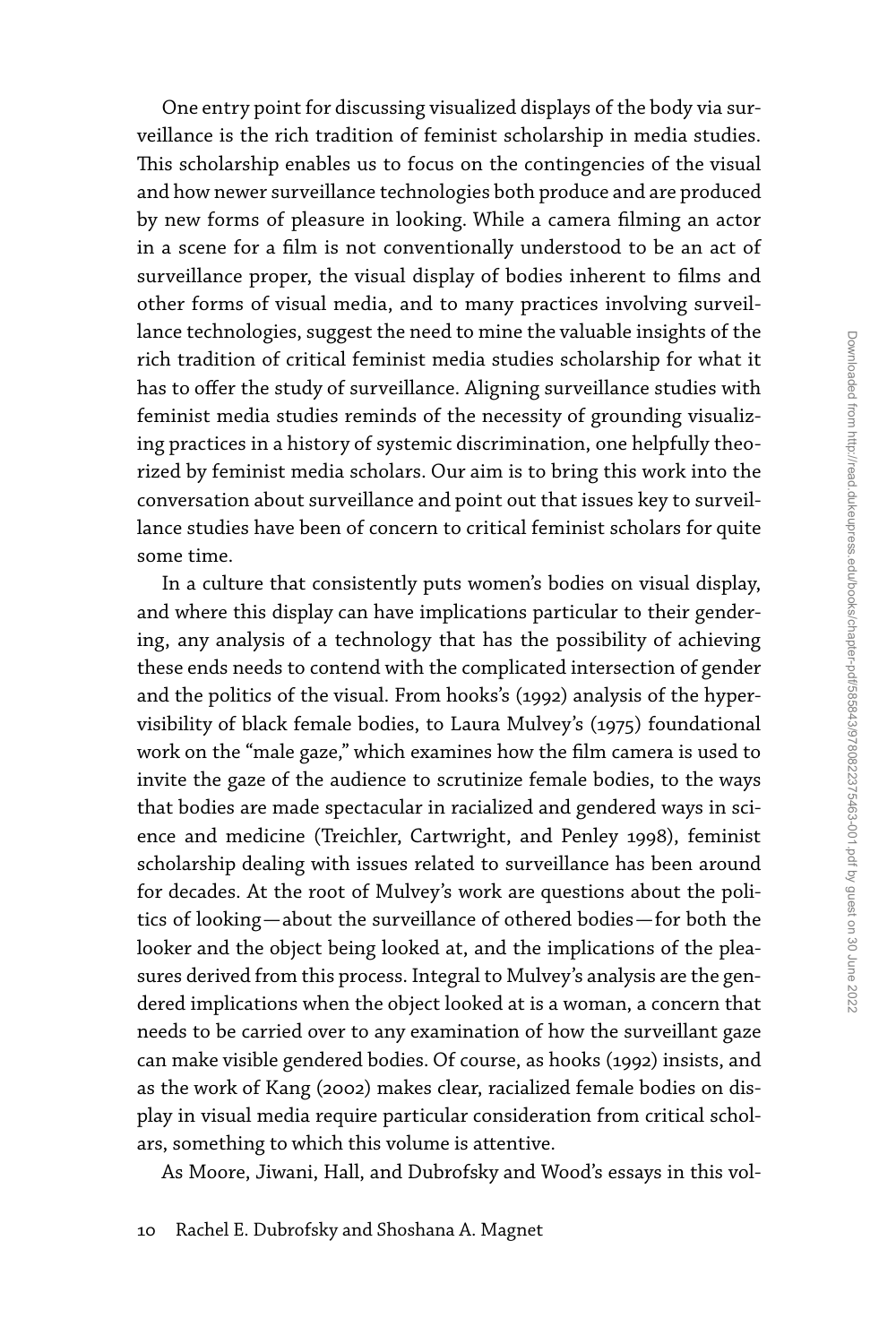One entry point for discussing visualized displays of the body via surveillance is the rich tradition of feminist scholarship in media studies. This scholarship enables us to focus on the contingencies of the visual and how newer surveillance technologies both produce and are produced by new forms of pleasure in looking. While a camera filming an actor in a scene for a film is not conventionally understood to be an act of surveillance proper, the visual display of bodies inherent to films and other forms of visual media, and to many practices involving surveillance technologies, suggest the need to mine the valuable insights of the rich tradition of critical feminist media studies scholarship for what it has to offer the study of surveillance. Aligning surveillance studies with feminist media studies reminds of the necessity of grounding visualizing practices in a history of systemic discrimination, one helpfully theorized by feminist media scholars. Our aim is to bring this work into the conversation about surveillance and point out that issues key to surveillance studies have been of concern to critical feminist scholars for quite some time.

In a culture that consistently puts women's bodies on visual display, and where this display can have implications particular to their gendering, any analysis of a technology that has the possibility of achieving these ends needs to contend with the complicated intersection of gender and the politics of the visual. From hooks's (1992) analysis of the hypervisibility of black female bodies, to Laura Mulvey's (1975) foundational work on the "male gaze," which examines how the film camera is used to invite the gaze of the audience to scrutinize female bodies, to the ways that bodies are made spectacular in racialized and gendered ways in science and medicine (Treichler, Cartwright, and Penley 1998), feminist scholarship dealing with issues related to surveillance has been around for decades. At the root of Mulvey's work are questions about the politics of looking—about the surveillance of othered bodies—for both the looker and the object being looked at, and the implications of the pleasures derived from this process. Integral to Mulvey's analysis are the gendered implications when the object looked at is a woman, a concern that needs to be carried over to any examination of how the surveillant gaze can make visible gendered bodies. Of course, as hooks (1992) insists, and as the work of Kang (2002) makes clear, racialized female bodies on display in visual media require particular consideration from critical scholars, something to which this volume is attentive.

As Moore, Jiwani, Hall, and Dubrofsky and Wood's essays in this vol-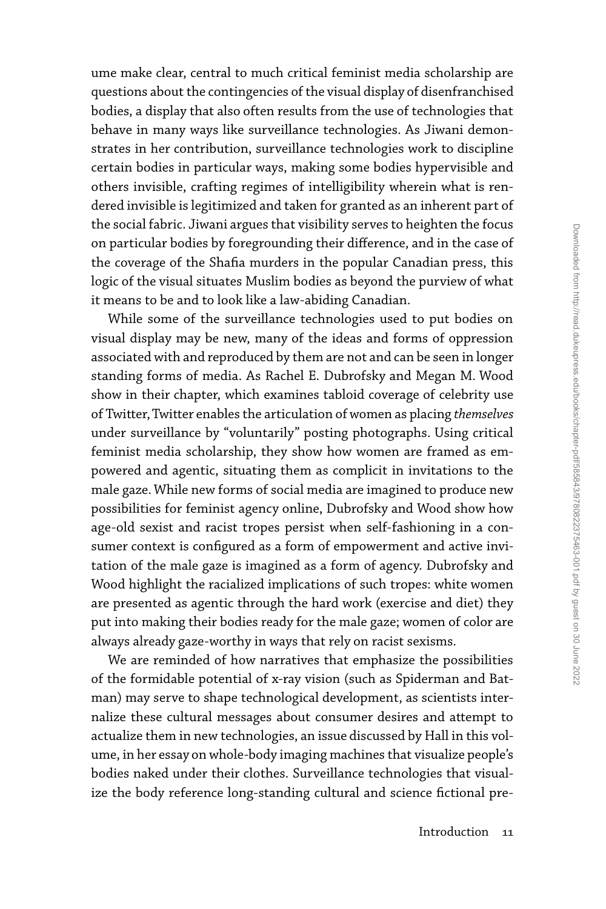ume make clear, central to much critical feminist media scholarship are questions about the contingencies of the visual display of disenfranchised bodies, a display that also often results from the use of technologies that behave in many ways like surveillance technologies. As Jiwani demonstrates in her contribution, surveillance technologies work to discipline certain bodies in particular ways, making some bodies hypervisible and others invisible, crafting regimes of intelligibility wherein what is rendered invisible is legitimized and taken for granted as an inherent part of the social fabric. Jiwani argues that visibility serves to heighten the focus on particular bodies by foregrounding their difference, and in the case of the coverage of the Shafia murders in the popular Canadian press, this logic of the visual situates Muslim bodies as beyond the purview of what it means to be and to look like a law-abiding Canadian.

While some of the surveillance technologies used to put bodies on visual display may be new, many of the ideas and forms of oppression associated with and reproduced by them are not and can be seen in longer standing forms of media. As Rachel E. Dubrofsky and Megan M. Wood show in their chapter, which examines tabloid coverage of celebrity use of Twitter, Twitter enables the articulation of women as placing *themselves* under surveillance by "voluntarily" posting photographs. Using critical feminist media scholarship, they show how women are framed as empowered and agentic, situating them as complicit in invitations to the male gaze. While new forms of social media are imagined to produce new possibilities for feminist agency online, Dubrofsky and Wood show how age-old sexist and racist tropes persist when self-fashioning in a consumer context is configured as a form of empowerment and active invitation of the male gaze is imagined as a form of agency. Dubrofsky and Wood highlight the racialized implications of such tropes: white women are presented as agentic through the hard work (exercise and diet) they put into making their bodies ready for the male gaze; women of color are always already gaze-worthy in ways that rely on racist sexisms.

We are reminded of how narratives that emphasize the possibilities of the formidable potential of x-ray vision (such as Spiderman and Batman) may serve to shape technological development, as scientists internalize these cultural messages about consumer desires and attempt to actualize them in new technologies, an issue discussed by Hall in this volume, in her essay on whole-body imaging machines that visualize people's bodies naked under their clothes. Surveillance technologies that visualize the body reference long-standing cultural and science fictional pre-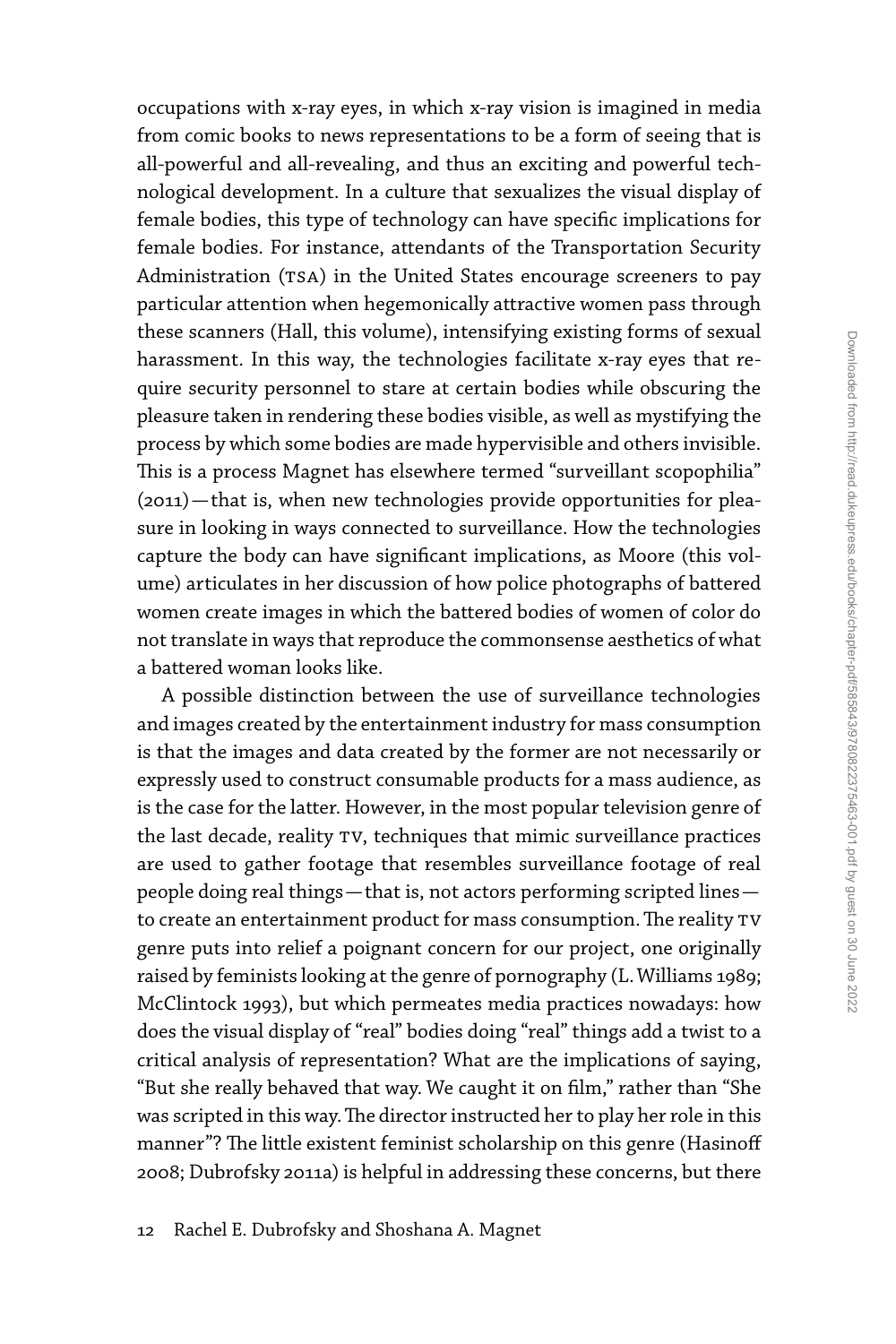occupations with x-ray eyes, in which x-ray vision is imagined in media from comic books to news representations to be a form of seeing that is all-powerful and all-revealing, and thus an exciting and powerful technological development. In a culture that sexualizes the visual display of female bodies, this type of technology can have specific implications for female bodies. For instance, attendants of the Transportation Security Administration (TSA) in the United States encourage screeners to pay particular attention when hegemonically attractive women pass through these scanners (Hall, this volume), intensifying existing forms of sexual harassment. In this way, the technologies facilitate x-ray eyes that require security personnel to stare at certain bodies while obscuring the pleasure taken in rendering these bodies visible, as well as mystifying the process by which some bodies are made hypervisible and others invisible. This is a process Magnet has elsewhere termed "surveillant scopophilia" (2011)—that is, when new technologies provide opportunities for pleasure in looking in ways connected to surveillance. How the technologies capture the body can have significant implications, as Moore (this volume) articulates in her discussion of how police photographs of battered women create images in which the battered bodies of women of color do not translate in ways that reproduce the commonsense aesthetics of what a battered woman looks like.

A possible distinction between the use of surveillance technologies and images created by the entertainment industry for mass consumption is that the images and data created by the former are not necessarily or expressly used to construct consumable products for a mass audience, as is the case for the latter. However, in the most popular television genre of the last decade, reality TV, techniques that mimic surveillance practices are used to gather footage that resembles surveillance footage of real people doing real things—that is, not actors performing scripted lines—to create an entertainment product for mass consumption. The reality TV genre puts into relief a poignant concern for our project, one originally raised by feminists looking at the genre of pornography (L. Williams 1989; McClintock 1993), but which permeates media practices nowadays: how does the visual display of "real" bodies doing "real" things add a twist to a critical analysis of representation? What are the implications of saying, "But she really behaved that way. We caught it on film," rather than "She was scripted in this way. The director instructed her to play her role in this manner"? The little existent feminist scholarship on this genre (Hasinoff 2008; Dubrofsky 2011a) is helpful in addressing these concerns, but there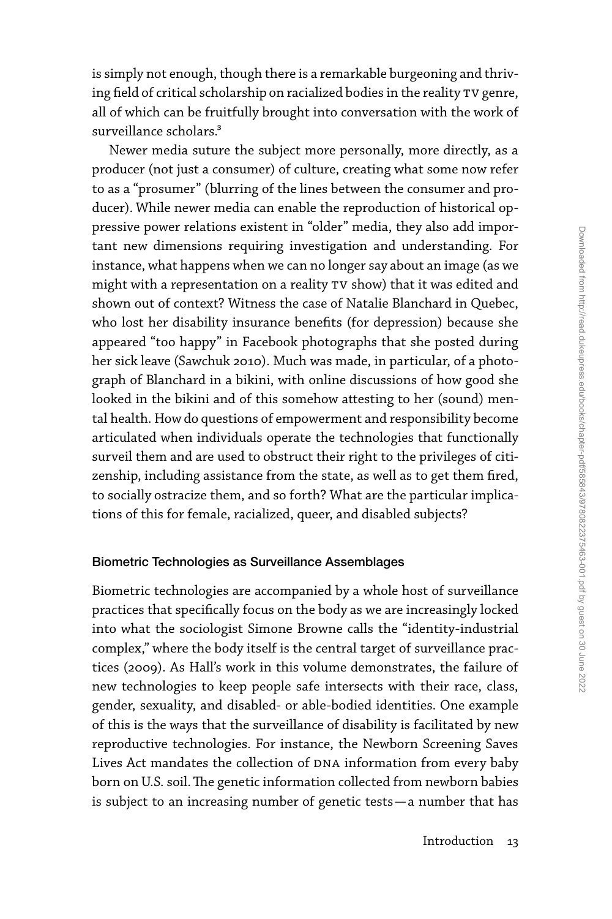is simply not enough, though there is a remarkable burgeoning and thriving field of critical scholarship on racialized bodies in the reality TV genre, all of which can be fruitfully brought into conversation with the work of surveillance scholars.[3]

Newer media suture the subject more personally, more directly, as a producer (not just a consumer) of culture, creating what some now refer to as a "prosumer" (blurring of the lines between the consumer and producer). While newer media can enable the reproduction of historical oppressive power relations existent in "older" media, they also add important new dimensions requiring investigation and understanding. For instance, what happens when we can no longer say about an image (as we might with a representation on a reality TV show) that it was edited and shown out of context? Witness the case of Natalie Blanchard in Quebec, who lost her disability insurance benefits (for depression) because she appeared "too happy" in Facebook photographs that she posted during her sick leave (Sawchuk 2010). Much was made, in particular, of a photograph of Blanchard in a bikini, with online discussions of how good she looked in the bikini and of this somehow attesting to her (sound) mental health. How do questions of empowerment and responsibility become articulated when individuals operate the technologies that functionally surveil them and are used to obstruct their right to the privileges of citizenship, including assistance from the state, as well as to get them fired, to socially ostracize them, and so forth? What are the particular implications of this for female, racialized, queer, and disabled subjects?

## Biometric Technologies as Surveillance Assemblages

Biometric technologies are accompanied by a whole host of surveillance practices that specifically focus on the body as we are increasingly locked into what the sociologist Simone Browne calls the "identity-industrial complex," where the body itself is the central target of surveillance practices (2009). As Hall's work in this volume demonstrates, the failure of new technologies to keep people safe intersects with their race, class, gender, sexuality, and disabled- or able-bodied identities. One example of this is the ways that the surveillance of disability is facilitated by new reproductive technologies. For instance, the Newborn Screening Saves Lives Act mandates the collection of DNA information from every baby born on U.S. soil. The genetic information collected from newborn babies is subject to an increasing number of genetic tests—a number that has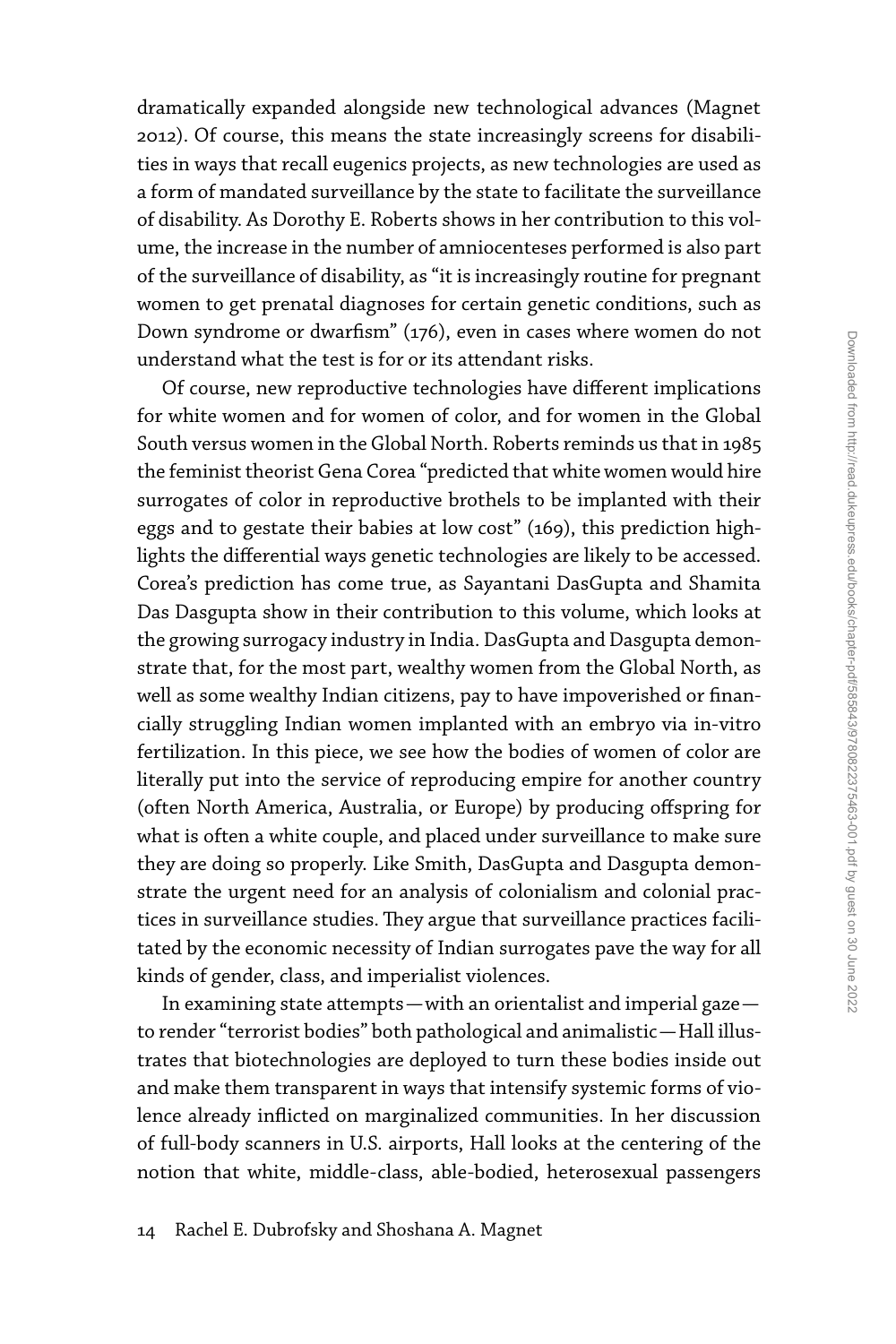dramatically expanded alongside new technological advances (Magnet 2012). Of course, this means the state increasingly screens for disabilities in ways that recall eugenics projects, as new technologies are used as a form of mandated surveillance by the state to facilitate the surveillance of disability. As Dorothy E. Roberts shows in her contribution to this volume, the increase in the number of amniocenteses performed is also part of the surveillance of disability, as "it is increasingly routine for pregnant women to get prenatal diagnoses for certain genetic conditions, such as Down syndrome or dwarfism" (176), even in cases where women do not understand what the test is for or its attendant risks.

Of course, new reproductive technologies have different implications for white women and for women of color, and for women in the Global South versus women in the Global North. Roberts reminds us that in 1985 the feminist theorist Gena Corea "predicted that white women would hire surrogates of color in reproductive brothels to be implanted with their eggs and to gestate their babies at low cost" (169), this prediction highlights the differential ways genetic technologies are likely to be accessed. Corea's prediction has come true, as Sayantani DasGupta and Shamita Das Dasgupta show in their contribution to this volume, which looks at the growing surrogacy industry in India. DasGupta and Dasgupta demonstrate that, for the most part, wealthy women from the Global North, as well as some wealthy Indian citizens, pay to have impoverished or financially struggling Indian women implanted with an embryo via in-vitro fertilization. In this piece, we see how the bodies of women of color are literally put into the service of reproducing empire for another country (often North America, Australia, or Europe) by producing offspring for what is often a white couple, and placed under surveillance to make sure they are doing so properly. Like Smith, DasGupta and Dasgupta demonstrate the urgent need for an analysis of colonialism and colonial practices in surveillance studies. They argue that surveillance practices facilitated by the economic necessity of Indian surrogates pave the way for all kinds of gender, class, and imperialist violences.

In examining state attempts—with an orientalist and imperial gaze—to render "terrorist bodies" both pathological and animalistic—Hall illustrates that biotechnologies are deployed to turn these bodies inside out and make them transparent in ways that intensify systemic forms of violence already inflicted on marginalized communities. In her discussion of full-body scanners in U.S. airports, Hall looks at the centering of the notion that white, middle-class, able-bodied, heterosexual passengers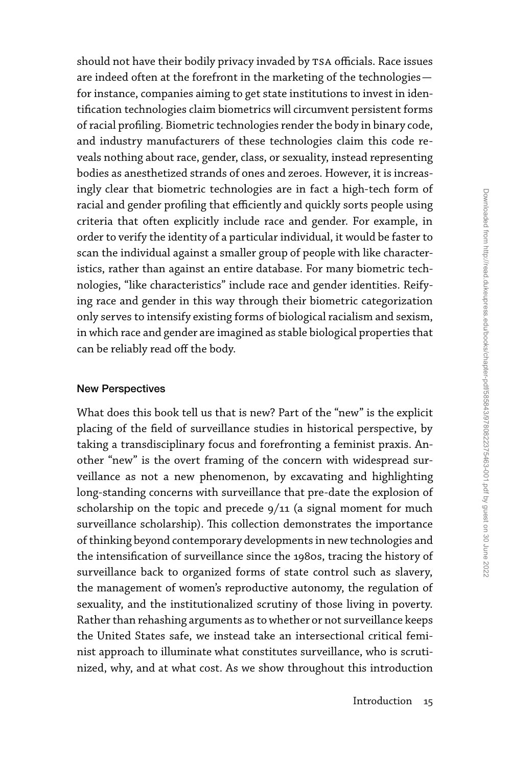should not have their bodily privacy invaded by TSA officials. Race issues are indeed often at the forefront in the marketing of the technologies—for instance, companies aiming to get state institutions to invest in identification technologies claim biometrics will circumvent persistent forms of racial profiling. Biometric technologies render the body in binary code, and industry manufacturers of these technologies claim this code reveals nothing about race, gender, class, or sexuality, instead representing bodies as anesthetized strands of ones and zeroes. However, it is increasingly clear that biometric technologies are in fact a high-tech form of racial and gender profiling that efficiently and quickly sorts people using criteria that often explicitly include race and gender. For example, in order to verify the identity of a particular individual, it would be faster to scan the individual against a smaller group of people with like characteristics, rather than against an entire database. For many biometric technologies, "like characteristics" include race and gender identities. Reifying race and gender in this way through their biometric categorization only serves to intensify existing forms of biological racialism and sexism, in which race and gender are imagined as stable biological properties that can be reliably read off the body.

### New Perspectives

What does this book tell us that is new? Part of the "new" is the explicit placing of the field of surveillance studies in historical perspective, by taking a transdisciplinary focus and forefronting a feminist praxis. Another "new" is the overt framing of the concern with widespread surveillance as not a new phenomenon, by excavating and highlighting long-standing concerns with surveillance that pre-date the explosion of scholarship on the topic and precede 9/11 (a signal moment for much surveillance scholarship). This collection demonstrates the importance of thinking beyond contemporary developments in new technologies and the intensification of surveillance since the 1980s, tracing the history of surveillance back to organized forms of state control such as slavery, the management of women's reproductive autonomy, the regulation of sexuality, and the institutionalized scrutiny of those living in poverty. Rather than rehashing arguments as to whether or not surveillance keeps the United States safe, we instead take an intersectional critical feminist approach to illuminate what constitutes surveillance, who is scrutinized, why, and at what cost. As we show throughout this introduction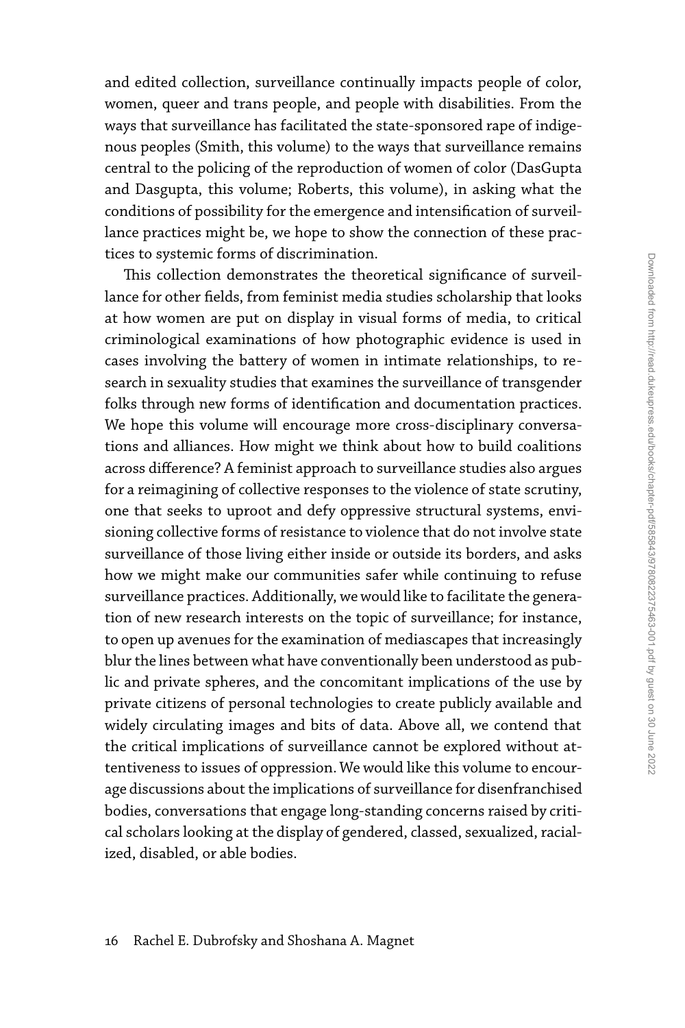and edited collection, surveillance continually impacts people of color, women, queer and trans people, and people with disabilities. From the ways that surveillance has facilitated the state-sponsored rape of indigenous peoples (Smith, this volume) to the ways that surveillance remains central to the policing of the reproduction of women of color (DasGupta and Dasgupta, this volume; Roberts, this volume), in asking what the conditions of possibility for the emergence and intensification of surveillance practices might be, we hope to show the connection of these practices to systemic forms of discrimination.

This collection demonstrates the theoretical significance of surveillance for other fields, from feminist media studies scholarship that looks at how women are put on display in visual forms of media, to critical criminological examinations of how photographic evidence is used in cases involving the battery of women in intimate relationships, to research in sexuality studies that examines the surveillance of transgender folks through new forms of identification and documentation practices. We hope this volume will encourage more cross-disciplinary conversations and alliances. How might we think about how to build coalitions across difference? A feminist approach to surveillance studies also argues for a reimagining of collective responses to the violence of state scrutiny, one that seeks to uproot and defy oppressive structural systems, envisioning collective forms of resistance to violence that do not involve state surveillance of those living either inside or outside its borders, and asks how we might make our communities safer while continuing to refuse surveillance practices. Additionally, we would like to facilitate the generation of new research interests on the topic of surveillance; for instance, to open up avenues for the examination of mediascapes that increasingly blur the lines between what have conventionally been understood as public and private spheres, and the concomitant implications of the use by private citizens of personal technologies to create publicly available and widely circulating images and bits of data. Above all, we contend that the critical implications of surveillance cannot be explored without attentiveness to issues of oppression. We would like this volume to encourage discussions about the implications of surveillance for disenfranchised bodies, conversations that engage long-standing concerns raised by critical scholars looking at the display of gendered, classed, sexualized, racialized, disabled, or able bodies.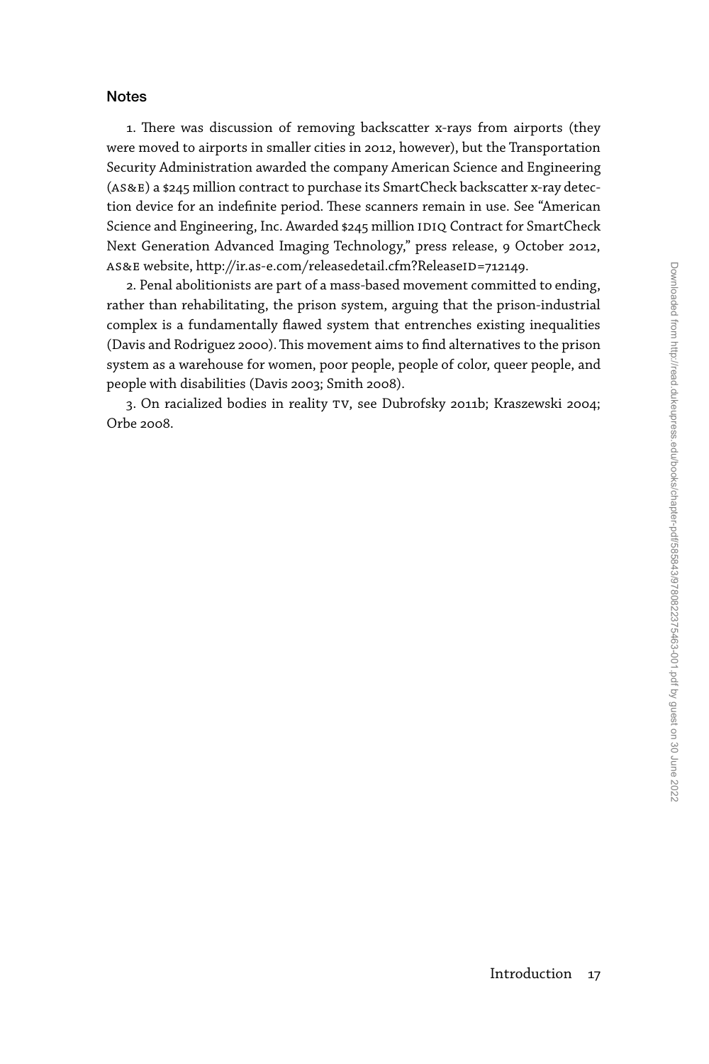## Notes

1. There was discussion of removing backscatter x-rays from airports (they were moved to airports in smaller cities in 2012, however), but the Transportation Security Administration awarded the company American Science and Engineering (AS&E) a $245 million contract to purchase its SmartCheck backscatter x-ray detection device for an indefinite period. These scanners remain in use. See "American Science and Engineering, Inc. Awarded $245 million IDIQ Contract for SmartCheck Next Generation Advanced Imaging Technology," press release, 9 October 2012, AS&E website, http://ir.as-e.com/releasedetail.cfm?ReleaseID=712149.

2. Penal abolitionists are part of a mass-based movement committed to ending, rather than rehabilitating, the prison system, arguing that the prison-industrial complex is a fundamentally flawed system that entrenches existing inequalities (Davis and Rodriguez 2000). This movement aims to find alternatives to the prison system as a warehouse for women, poor people, people of color, queer people, and people with disabilities (Davis 2003; Smith 2008).

3. On racialized bodies in reality TV, see Dubrofsky 2011b; Kraszewski 2004; Orbe 2008.